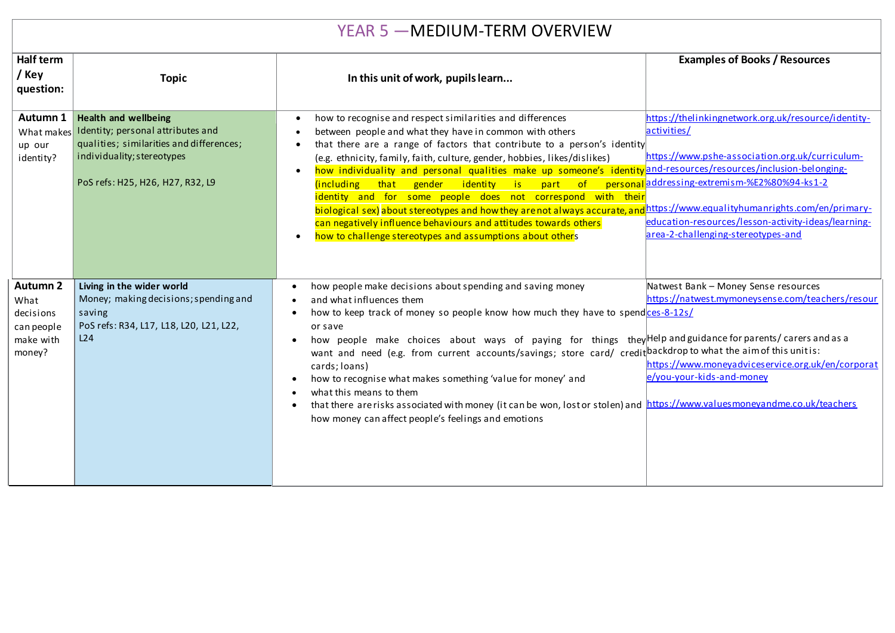# YEAR 5 —MEDIUM-TERM OVERVIEW

| Half term / Key question: | Topic | In this unit of work, pupils learn... | Examples of Books / Resources |
|---|---|---|---|
| **Autumn 1** What makes up our identity? | **Health and wellbeing** Identity; personal attributes and qualities; similarities and differences; individuality; stereotypes<br><br>PoS refs: H25, H26, H27, R32, L9 | • how to recognise and respect similarities and differences<br>• between people and what they have in common with others<br>• that there are a range of factors that contribute to a person's identity (e.g. ethnicity, family, faith, culture, gender, hobbies, likes/dislikes)<br>• how individuality and personal qualities make up someone's identity (including that gender identity is part of personal identity and for some people does not correspond with their biological sex) about stereotypes and how they are not always accurate, and can negatively influence behaviours and attitudes towards others<br>• how to challenge stereotypes and assumptions about others | https://thelinkingnetwork.org.uk/resource/identity-activities/<br><br>https://www.pshe-association.org.uk/curriculum-and-resources/resources/inclusion-belonging-addressing-extremism-%E2%80%94-ks1-2<br><br>https://www.equalityhumanrights.com/en/primary-education-resources/lesson-activity-ideas/learning-area-2-challenging-stereotypes-and |
| **Autumn 2** What decisions can people make with money? | **Living in the wider world** Money; making decisions; spending and saving<br>PoS refs: R34, L17, L18, L20, L21, L22, L24 | • how people make decisions about spending and saving money<br>• and what influences them<br>• how to keep track of money so people know how much they have to spend or save<br>• how people make choices about ways of paying for things they want and need (e.g. from current accounts/savings; store card/ credit cards; loans)<br>• how to recognise what makes something 'value for money' and<br>• what this means to them<br>• that there are risks associated with money (it can be won, lost or stolen) and how money can affect people's feelings and emotions | Natwest Bank – Money Sense resources https://natwest.mymoneysense.com/teachers/resources-8-12s/<br><br>Help and guidance for parents/ carers and as a backdrop to what the aim of this unit is: https://www.moneyadviceservice.org.uk/en/corporate/you-your-kids-and-money<br><br>https://www.valuesmoneyandme.co.uk/teachers |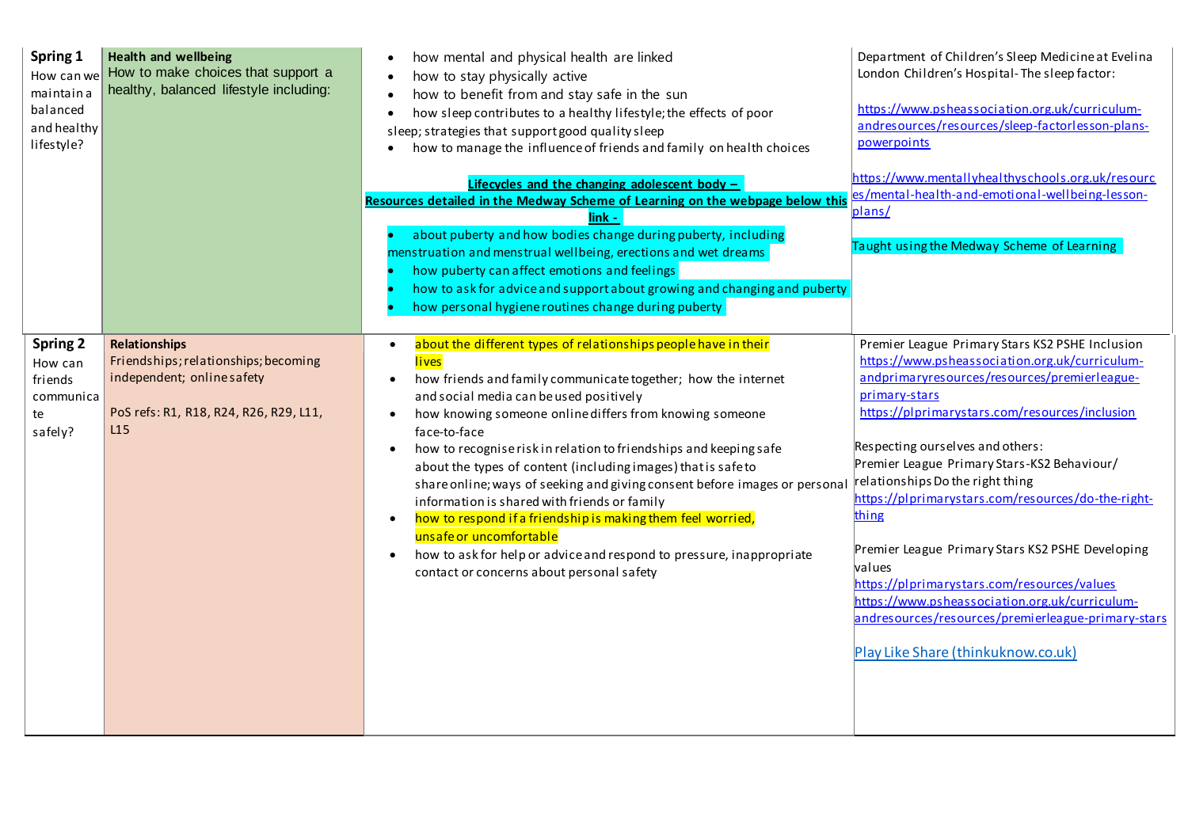| | | | |
|---|---|---|---|
| **Spring 1**<br>How can we maintain a balanced and healthy lifestyle? | **Health and wellbeing**<br>How to make choices that support a healthy, balanced lifestyle including: | • how mental and physical health are linked<br>• how to stay physically active<br>• how to benefit from and stay safe in the sun<br>• how sleep contributes to a healthy lifestyle; the effects of poor sleep; strategies that support good quality sleep<br>• how to manage the influence of friends and family on health choices<br><br>**Lifecycles and the changing adolescent body – Resources detailed in the Medway Scheme of Learning on the webpage below this link -**<br>• about puberty and how bodies change during puberty, including menstruation and menstrual wellbeing, erections and wet dreams<br>• how puberty can affect emotions and feelings<br>• how to ask for advice and support about growing and changing and puberty<br>• how personal hygiene routines change during puberty | Department of Children's Sleep Medicine at Evelina London Children's Hospital- The sleep factor:<br><br>https://www.psheassociation.org.uk/curriculum-andresources/resources/sleep-factorlesson-plans-powerpoints<br><br>https://www.mentallyhealthyschools.org.uk/resources/mental-health-and-emotional-wellbeing-lesson-plans/<br><br>Taught using the Medway Scheme of Learning |
| **Spring 2**<br>How can friends communicate safely? | **Relationships**<br>Friendships; relationships; becoming independent; online safety<br><br>PoS refs: R1, R18, R24, R26, R29, L11, L15 | • about the different types of relationships people have in their lives<br>• how friends and family communicate together; how the internet and social media can be used positively<br>• how knowing someone online differs from knowing someone face-to-face<br>• how to recognise risk in relation to friendships and keeping safe about the types of content (including images) that is safe to share online; ways of seeking and giving consent before images or personal information is shared with friends or family<br>• how to respond if a friendship is making them feel worried, unsafe or uncomfortable<br>• how to ask for help or advice and respond to pressure, inappropriate contact or concerns about personal safety | Premier League Primary Stars KS2 PSHE Inclusion<br>https://www.psheassociation.org.uk/curriculum-andprimaryresources/resources/premierleague-primary-stars<br>https://plprimarystars.com/resources/inclusion<br><br>Respecting ourselves and others:<br>Premier League Primary Stars-KS2 Behaviour/relationships Do the right thing<br>https://plprimarystars.com/resources/do-the-right-thing<br><br>Premier League Primary Stars KS2 PSHE Developing values<br>https://plprimarystars.com/resources/values<br>https://www.psheassociation.org.uk/curriculum-andresources/resources/premierleague-primary-stars<br><br>Play Like Share (thinkuknow.co.uk) |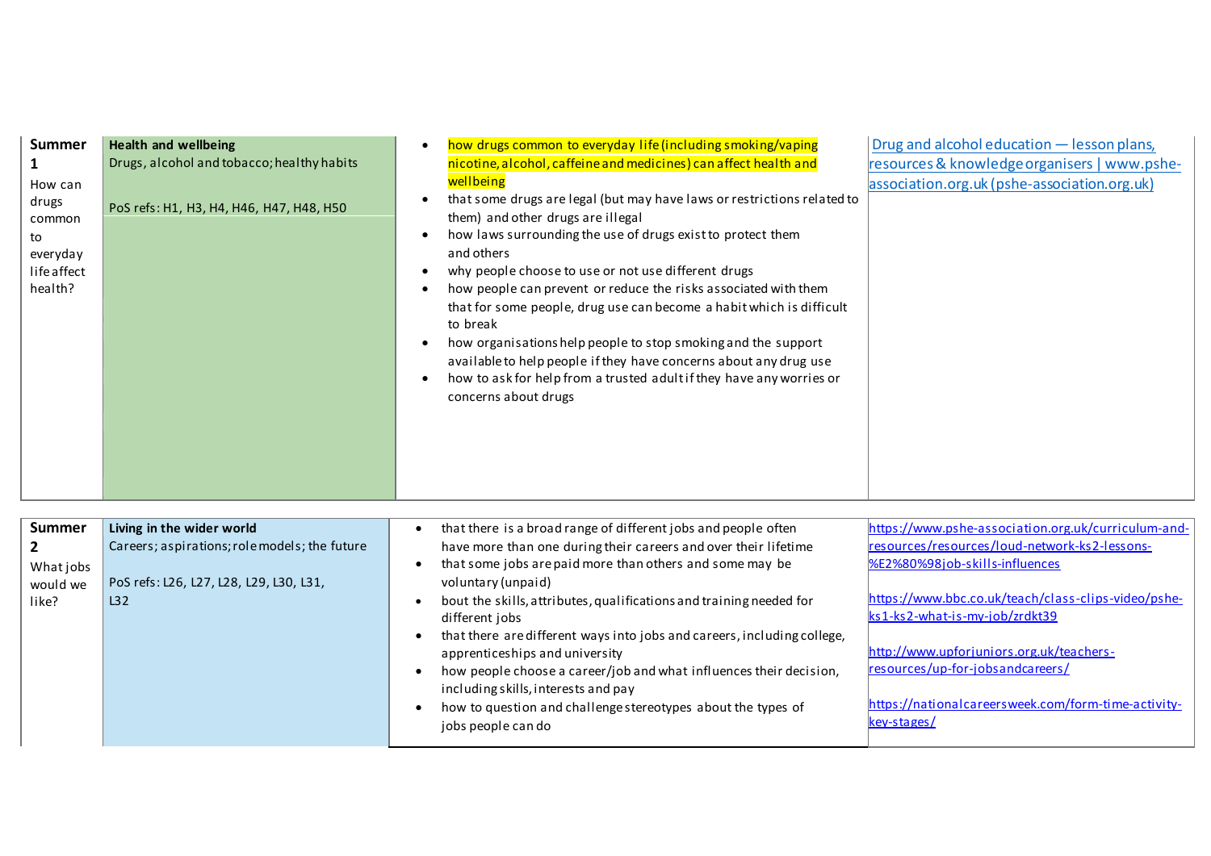| | | | |
|---|---|---|---|
| **Summer 1**<br>How can drugs common to everyday life affect health? | **Health and wellbeing**<br>Drugs, alcohol and tobacco; healthy habits<br><br>PoS refs: H1, H3, H4, H46, H47, H48, H50 | • how drugs common to everyday life (including smoking/vaping nicotine, alcohol, caffeine and medicines) can affect health and wellbeing<br>• that some drugs are legal (but may have laws or restrictions related to them) and other drugs are illegal<br>• how laws surrounding the use of drugs exist to protect them and others<br>• why people choose to use or not use different drugs<br>• how people can prevent or reduce the risks associated with them that for some people, drug use can become a habit which is difficult to break<br>• how organisations help people to stop smoking and the support available to help people if they have concerns about any drug use<br>• how to ask for help from a trusted adult if they have any worries or concerns about drugs | Drug and alcohol education — lesson plans, resources & knowledge organisers \| www.pshe-association.org.uk (pshe-association.org.uk) |
| **Summer 2**<br>What jobs would we like? | **Living in the wider world**<br>Careers; aspirations; role models; the future<br><br>PoS refs: L26, L27, L28, L29, L30, L31, L32 | • that there is a broad range of different jobs and people often have more than one during their careers and over their lifetime<br>• that some jobs are paid more than others and some may be voluntary (unpaid)<br>• bout the skills, attributes, qualifications and training needed for different jobs<br>• that there are different ways into jobs and careers, including college, apprenticeships and university<br>• how people choose a career/job and what influences their decision, including skills, interests and pay<br>• how to question and challenge stereotypes about the types of jobs people can do | https://www.pshe-association.org.uk/curriculum-and-resources/resources/loud-network-ks2-lessons-%E2%80%98job-skills-influences<br><br>https://www.bbc.co.uk/teach/class-clips-video/pshe-ks1-ks2-what-is-my-job/zrdkt39<br><br>http://www.upforjuniors.org.uk/teachers-resources/up-for-jobsandcareers/<br><br>https://nationalcareersweek.com/form-time-activity-key-stages/ |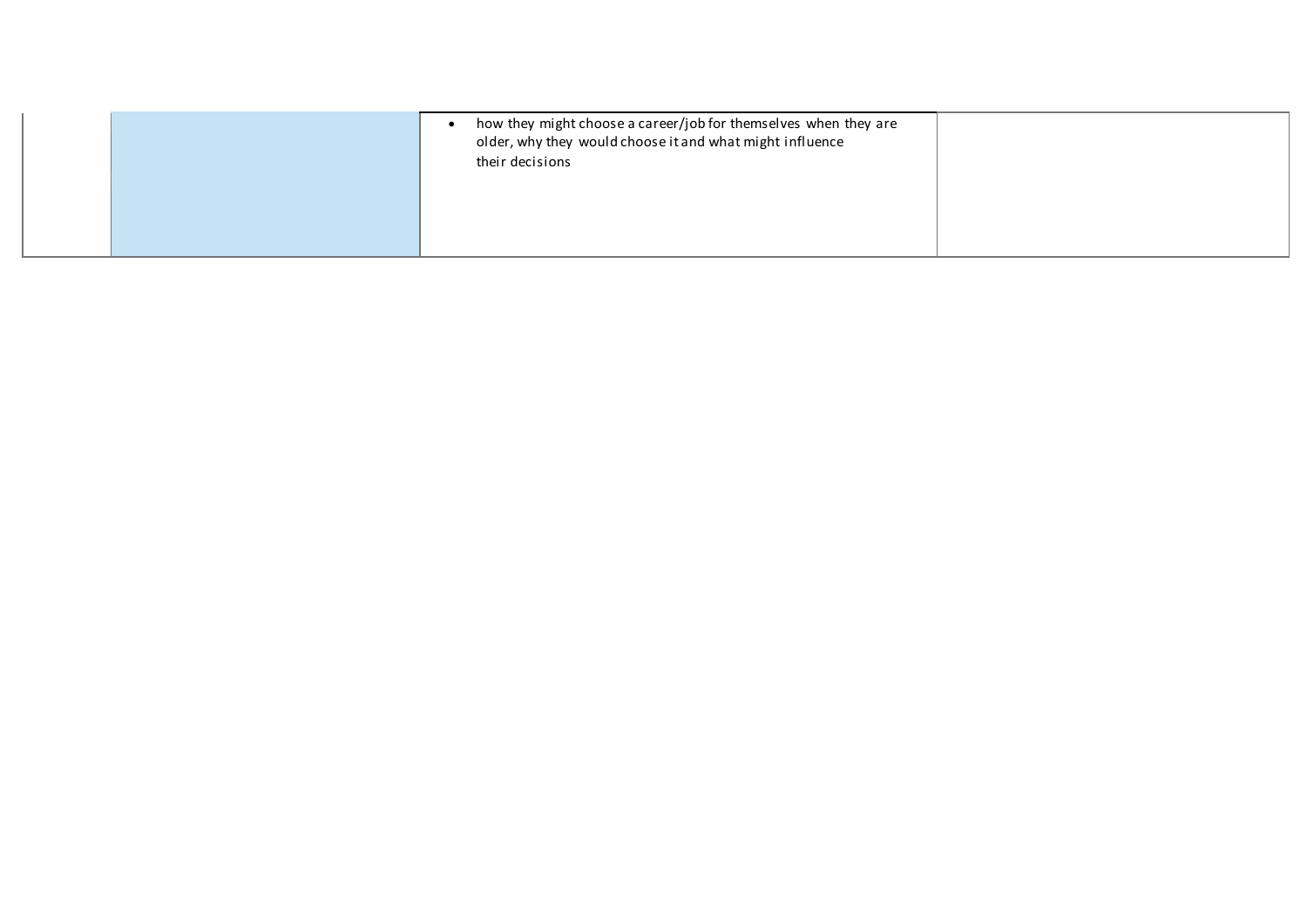| | | | |
|---|---|---|---|
| | | • how they might choose a career/job for themselves when they are older, why they would choose it and what might influence their decisions | |